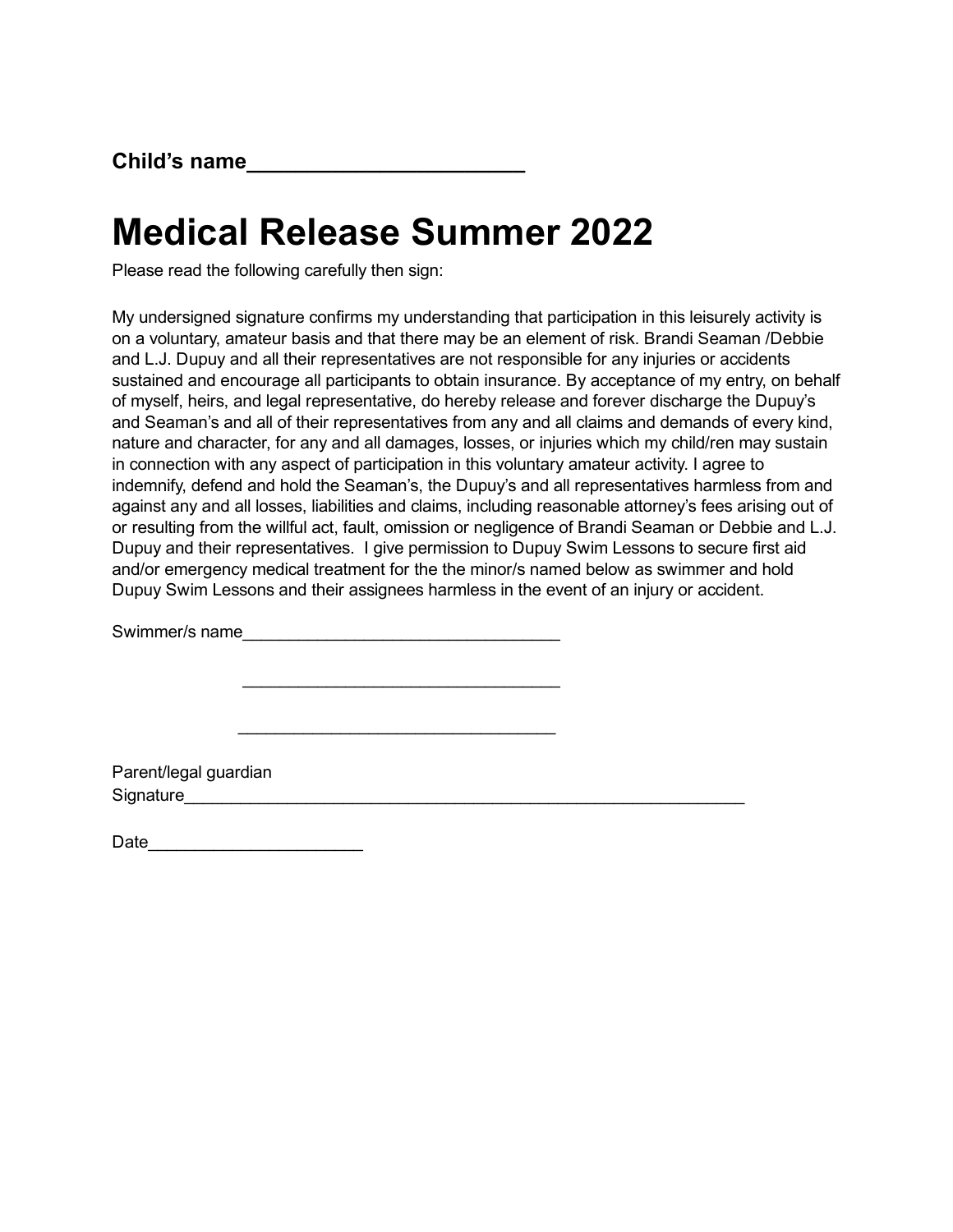**Child's name________________________**

# Medical Release Summer 2022

Please read the following carefully then sign:

My undersigned signature confirms my understanding that participation in this leisurely activity is on a voluntary, amateur basis and that there may be an element of risk. Brandi Seaman /Debbie and L.J. Dupuy and all their representatives are not responsible for any injuries or accidents sustained and encourage all participants to obtain insurance. By acceptance of my entry, on behalf of myself, heirs, and legal representative, do hereby release and forever discharge the Dupuy's and Seaman's and all of their representatives from any and all claims and demands of every kind, nature and character, for any and all damages, losses, or injuries which my child/ren may sustain in connection with any aspect of participation in this voluntary amateur activity. I agree to indemnify, defend and hold the Seaman's, the Dupuy's and all representatives harmless from and against any and all losses, liabilities and claims, including reasonable attorney's fees arising out of or resulting from the willful act, fault, omission or negligence of Brandi Seaman or Debbie and L.J. Dupuy and their representatives. I give permission to Dupuy Swim Lessons to secure first aid and/or emergency medical treatment for the the minor/s named below as swimmer and hold Dupuy Swim Lessons and their assignees harmless in the event of an injury or accident.

Swimmer/s name__________________________________

__________________________________

__________________________________

Parent/legal guardian
Signature____________________________________________________________

Date______________________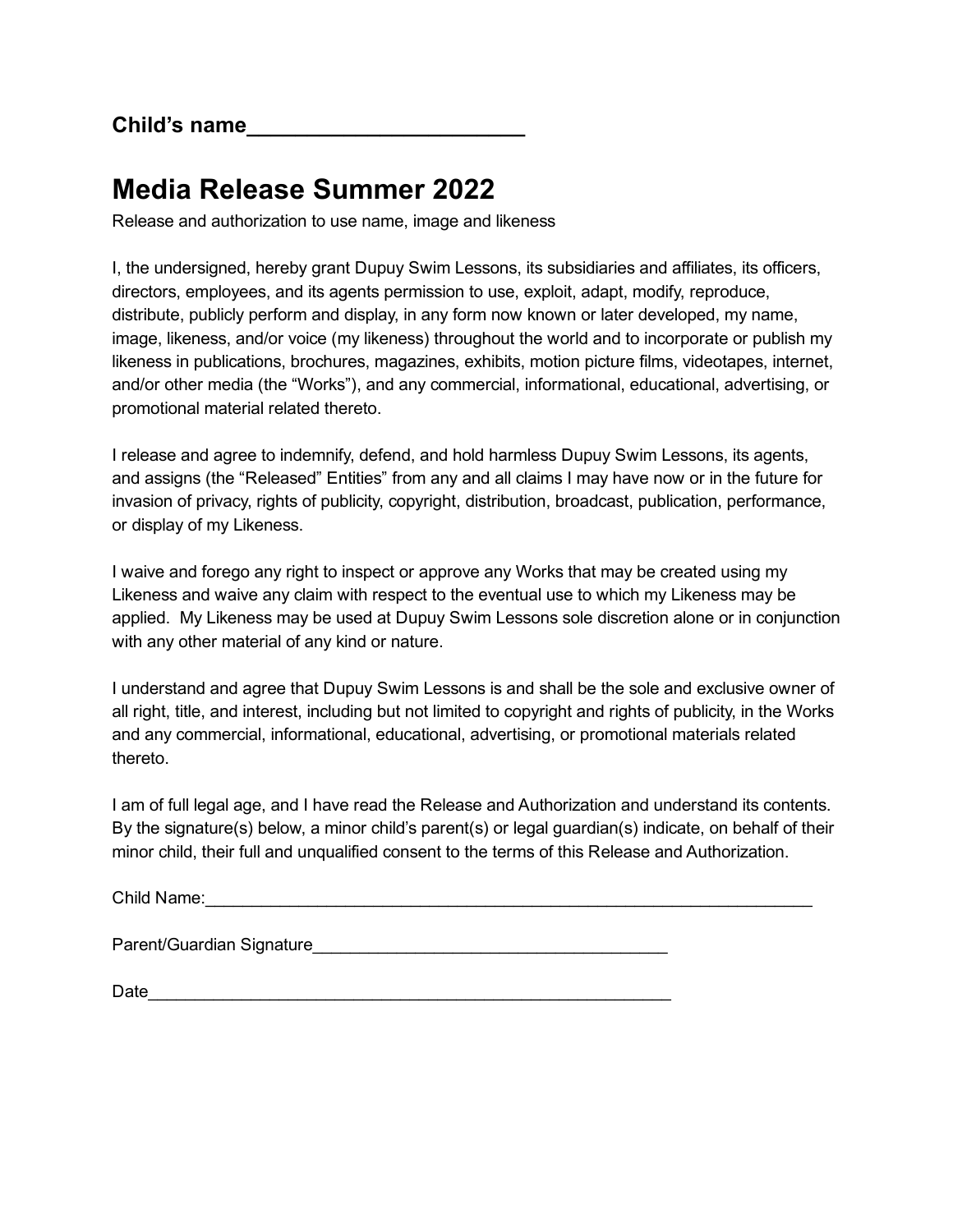**Child's name________________________**

# Media Release Summer 2022

Release and authorization to use name, image and likeness

I, the undersigned, hereby grant Dupuy Swim Lessons, its subsidiaries and affiliates, its officers, directors, employees, and its agents permission to use, exploit, adapt, modify, reproduce, distribute, publicly perform and display, in any form now known or later developed, my name, image, likeness, and/or voice (my likeness) throughout the world and to incorporate or publish my likeness in publications, brochures, magazines, exhibits, motion picture films, videotapes, internet, and/or other media (the "Works"), and any commercial, informational, educational, advertising, or promotional material related thereto.

I release and agree to indemnify, defend, and hold harmless Dupuy Swim Lessons, its agents, and assigns (the "Released" Entities" from any and all claims I may have now or in the future for invasion of privacy, rights of publicity, copyright, distribution, broadcast, publication, performance, or display of my Likeness.

I waive and forego any right to inspect or approve any Works that may be created using my Likeness and waive any claim with respect to the eventual use to which my Likeness may be applied. My Likeness may be used at Dupuy Swim Lessons sole discretion alone or in conjunction with any other material of any kind or nature.

I understand and agree that Dupuy Swim Lessons is and shall be the sole and exclusive owner of all right, title, and interest, including but not limited to copyright and rights of publicity, in the Works and any commercial, informational, educational, advertising, or promotional materials related thereto.

I am of full legal age, and I have read the Release and Authorization and understand its contents. By the signature(s) below, a minor child's parent(s) or legal guardian(s) indicate, on behalf of their minor child, their full and unqualified consent to the terms of this Release and Authorization.

Child Name:_________________________________________________________________

Parent/Guardian Signature______________________________________

Date_________________________________________________________